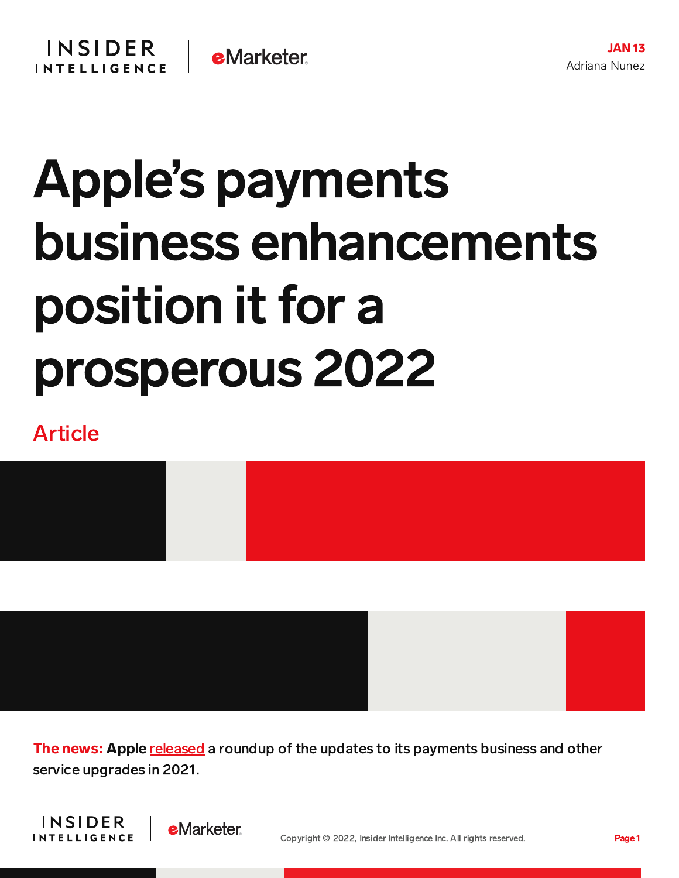**JAN 13**
Adriana Nunez

# Apple's payments business enhancements position it for a prosperous 2022

Article

**The news:** **Apple** released a roundup of the updates to its payments business and other service upgrades in 2021.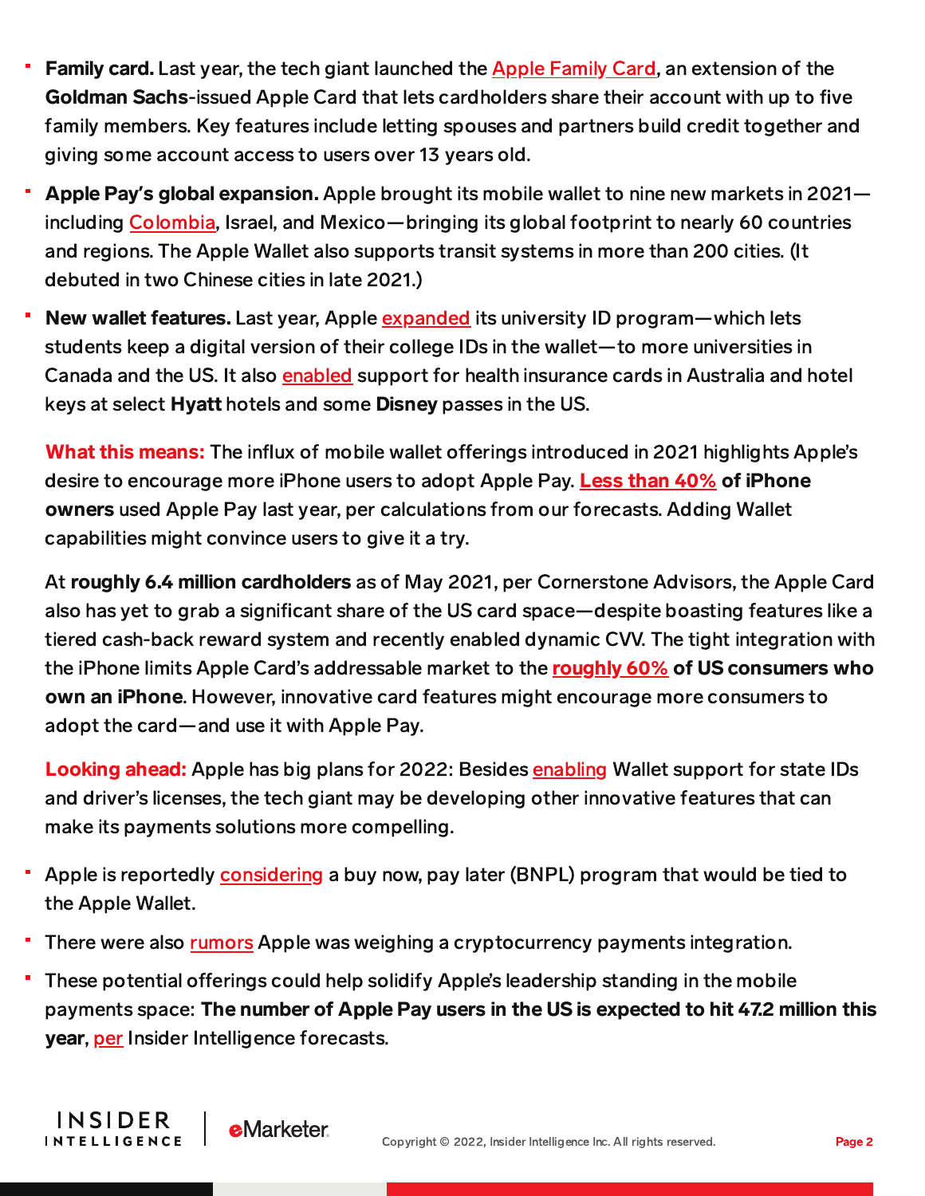- **Family card.** Last year, the tech giant launched the Apple Family Card, an extension of the **Goldman Sachs**-issued Apple Card that lets cardholders share their account with up to five family members. Key features include letting spouses and partners build credit together and giving some account access to users over 13 years old.
- **Apple Pay's global expansion.** Apple brought its mobile wallet to nine new markets in 2021—including Colombia, Israel, and Mexico—bringing its global footprint to nearly 60 countries and regions. The Apple Wallet also supports transit systems in more than 200 cities. (It debuted in two Chinese cities in late 2021.)
- **New wallet features.** Last year, Apple expanded its university ID program—which lets students keep a digital version of their college IDs in the wallet—to more universities in Canada and the US. It also enabled support for health insurance cards in Australia and hotel keys at select **Hyatt** hotels and some **Disney** passes in the US.

**What this means:** The influx of mobile wallet offerings introduced in 2021 highlights Apple's desire to encourage more iPhone users to adopt Apple Pay. **Less than 40% of iPhone owners** used Apple Pay last year, per calculations from our forecasts. Adding Wallet capabilities might convince users to give it a try.

At **roughly 6.4 million cardholders** as of May 2021, per Cornerstone Advisors, the Apple Card also has yet to grab a significant share of the US card space—despite boasting features like a tiered cash-back reward system and recently enabled dynamic CVV. The tight integration with the iPhone limits Apple Card's addressable market to the **roughly 60% of US consumers who own an iPhone**. However, innovative card features might encourage more consumers to adopt the card—and use it with Apple Pay.

**Looking ahead:** Apple has big plans for 2022: Besides enabling Wallet support for state IDs and driver's licenses, the tech giant may be developing other innovative features that can make its payments solutions more compelling.

- Apple is reportedly considering a buy now, pay later (BNPL) program that would be tied to the Apple Wallet.
- There were also rumors Apple was weighing a cryptocurrency payments integration.
- These potential offerings could help solidify Apple's leadership standing in the mobile payments space: **The number of Apple Pay users in the US is expected to hit 47.2 million this year**, per Insider Intelligence forecasts.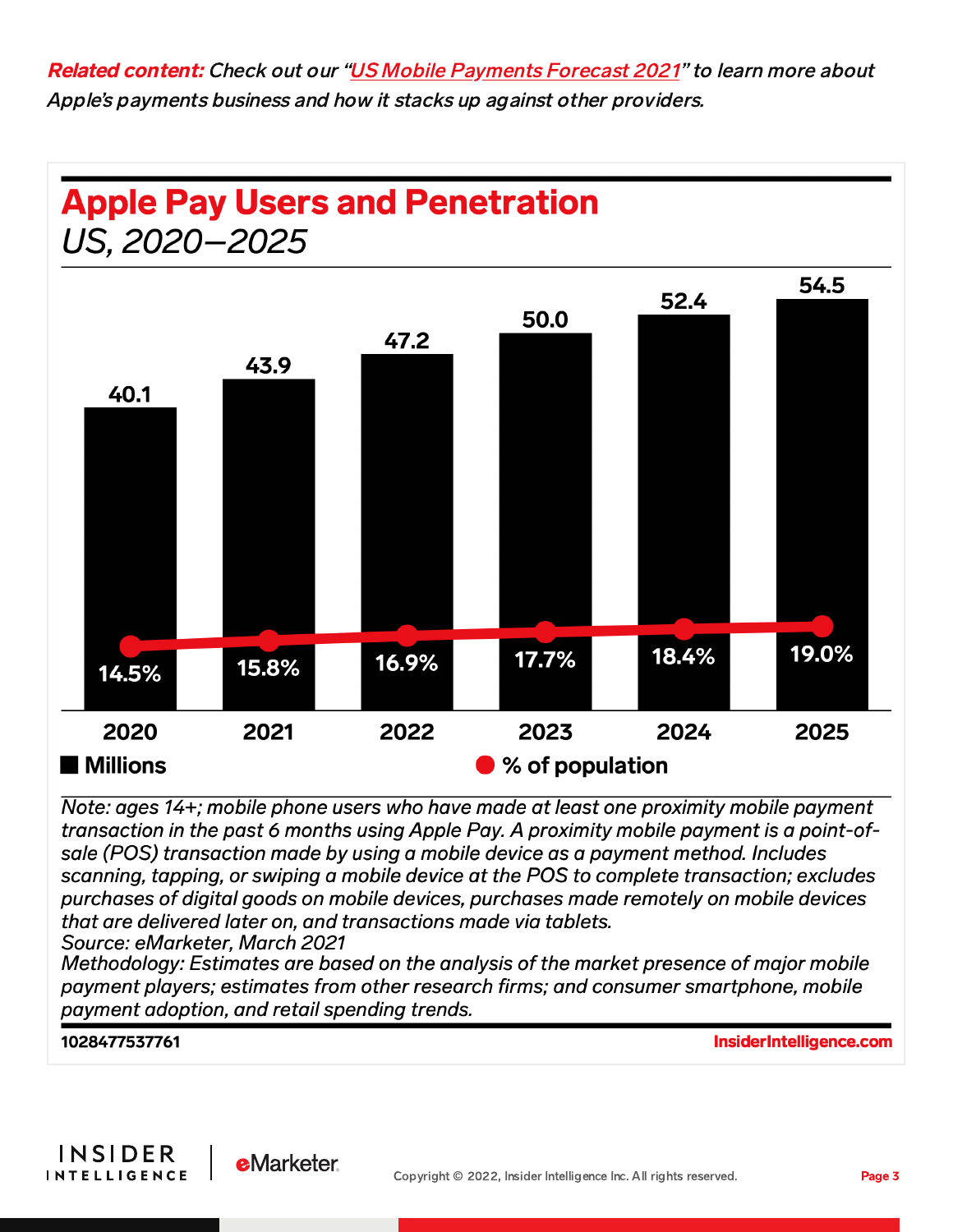***Related content:** Check out our "US Mobile Payments Forecast 2021" to learn more about Apple's payments business and how it stacks up against other providers.*

## Apple Pay Users and Penetration

*US, 2020–2025*

40.1
43.9
47.2
50.0
52.4
54.5

14.5%
15.8%
16.9%
17.7%
18.4%
19.0%

2020
2021
2022
2023
2024
2025

Millions
% of population

*Note: ages 14+; mobile phone users who have made at least one proximity mobile payment transaction in the past 6 months using Apple Pay. A proximity mobile payment is a point-of-sale (POS) transaction made by using a mobile device as a payment method. Includes scanning, tapping, or swiping a mobile device at the POS to complete transaction; excludes purchases of digital goods on mobile devices, purchases made remotely on mobile devices that are delivered later on, and transactions made via tablets.*
*Source: eMarketer, March 2021*
*Methodology: Estimates are based on the analysis of the market presence of major mobile payment players; estimates from other research firms; and consumer smartphone, mobile payment adoption, and retail spending trends.*

1028477537761

InsiderIntelligence.com